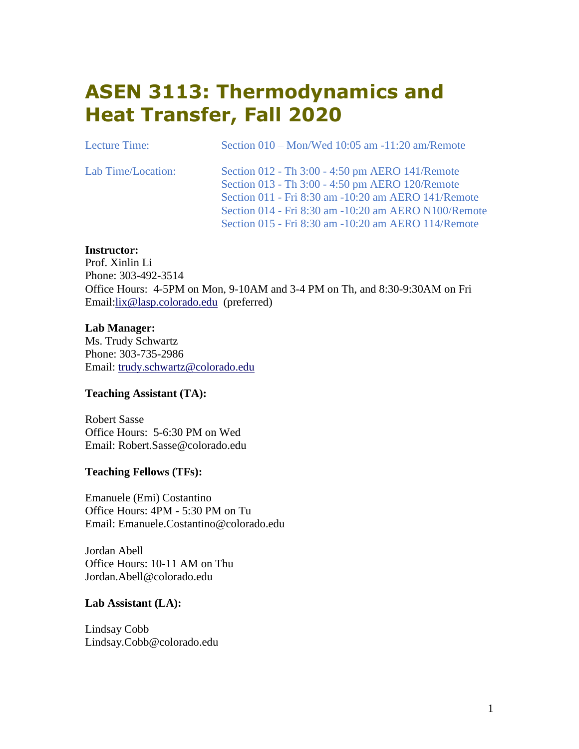# ASEN 3113: Thermodynamics and Heat Transfer, Fall 2020

| | |
|---|---|
| Lecture Time: | Section 010 – Mon/Wed 10:05 am -11:20 am/Remote |
| Lab Time/Location: | Section 012 - Th 3:00 - 4:50 pm AERO 141/Remote<br>Section 013 - Th 3:00 - 4:50 pm AERO 120/Remote<br>Section 011 - Fri 8:30 am -10:20 am AERO 141/Remote<br>Section 014 - Fri 8:30 am -10:20 am AERO N100/Remote<br>Section 015 - Fri 8:30 am -10:20 am AERO 114/Remote |

**Instructor:**
Prof. Xinlin Li
Phone: 303-492-3514
Office Hours: 4-5PM on Mon, 9-10AM and 3-4 PM on Th, and 8:30-9:30AM on Fri
Email:lix@lasp.colorado.edu (preferred)

**Lab Manager:**
Ms. Trudy Schwartz
Phone: 303-735-2986
Email: trudy.schwartz@colorado.edu

**Teaching Assistant (TA):**

Robert Sasse
Office Hours: 5-6:30 PM on Wed
Email: Robert.Sasse@colorado.edu

**Teaching Fellows (TFs):**

Emanuele (Emi) Costantino
Office Hours: 4PM - 5:30 PM on Tu
Email: Emanuele.Costantino@colorado.edu

Jordan Abell
Office Hours: 10-11 AM on Thu
Jordan.Abell@colorado.edu

**Lab Assistant (LA):**

Lindsay Cobb
Lindsay.Cobb@colorado.edu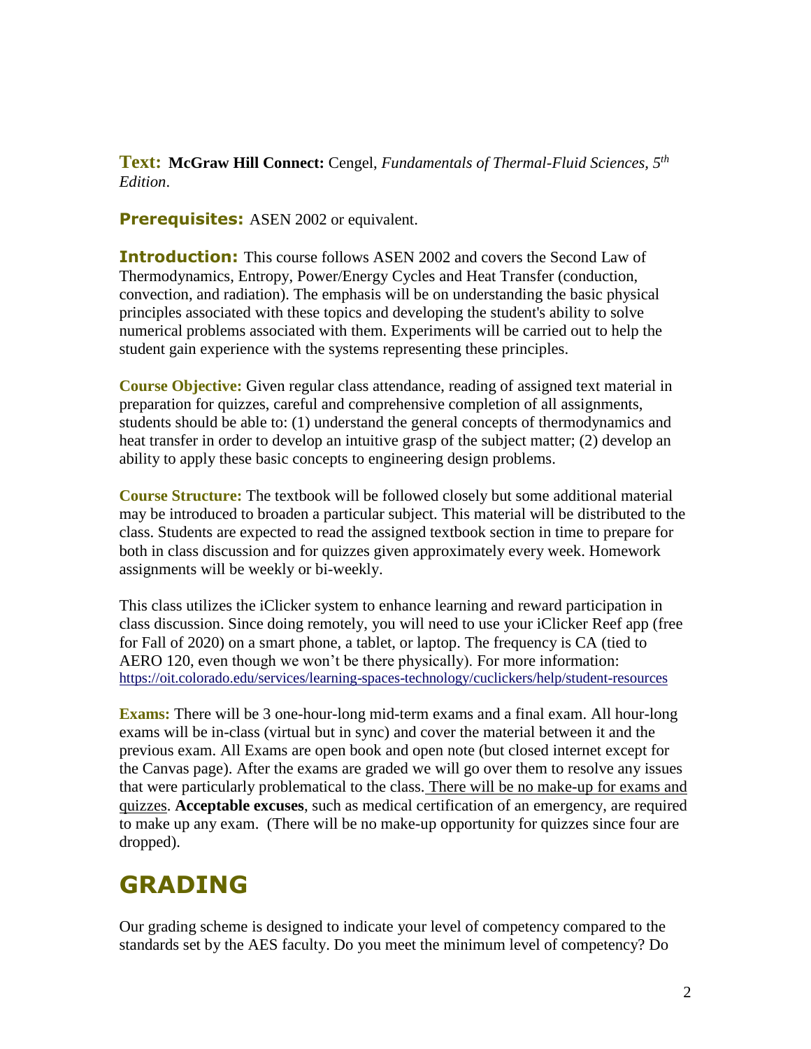**Text:** **McGraw Hill Connect:** Cengel, *Fundamentals of Thermal-Fluid Sciences, 5th Edition*.

**Prerequisites:** ASEN 2002 or equivalent.

**Introduction:** This course follows ASEN 2002 and covers the Second Law of Thermodynamics, Entropy, Power/Energy Cycles and Heat Transfer (conduction, convection, and radiation). The emphasis will be on understanding the basic physical principles associated with these topics and developing the student's ability to solve numerical problems associated with them. Experiments will be carried out to help the student gain experience with the systems representing these principles.

**Course Objective:** Given regular class attendance, reading of assigned text material in preparation for quizzes, careful and comprehensive completion of all assignments, students should be able to: (1) understand the general concepts of thermodynamics and heat transfer in order to develop an intuitive grasp of the subject matter; (2) develop an ability to apply these basic concepts to engineering design problems.

**Course Structure:** The textbook will be followed closely but some additional material may be introduced to broaden a particular subject. This material will be distributed to the class. Students are expected to read the assigned textbook section in time to prepare for both in class discussion and for quizzes given approximately every week. Homework assignments will be weekly or bi-weekly.

This class utilizes the iClicker system to enhance learning and reward participation in class discussion. Since doing remotely, you will need to use your iClicker Reef app (free for Fall of 2020) on a smart phone, a tablet, or laptop. The frequency is CA (tied to AERO 120, even though we won't be there physically). For more information: https://oit.colorado.edu/services/learning-spaces-technology/cuclickers/help/student-resources

**Exams:** There will be 3 one-hour-long mid-term exams and a final exam. All hour-long exams will be in-class (virtual but in sync) and cover the material between it and the previous exam. All Exams are open book and open note (but closed internet except for the Canvas page). After the exams are graded we will go over them to resolve any issues that were particularly problematical to the class. There will be no make-up for exams and quizzes. **Acceptable excuses**, such as medical certification of an emergency, are required to make up any exam. (There will be no make-up opportunity for quizzes since four are dropped).

# GRADING

Our grading scheme is designed to indicate your level of competency compared to the standards set by the AES faculty. Do you meet the minimum level of competency? Do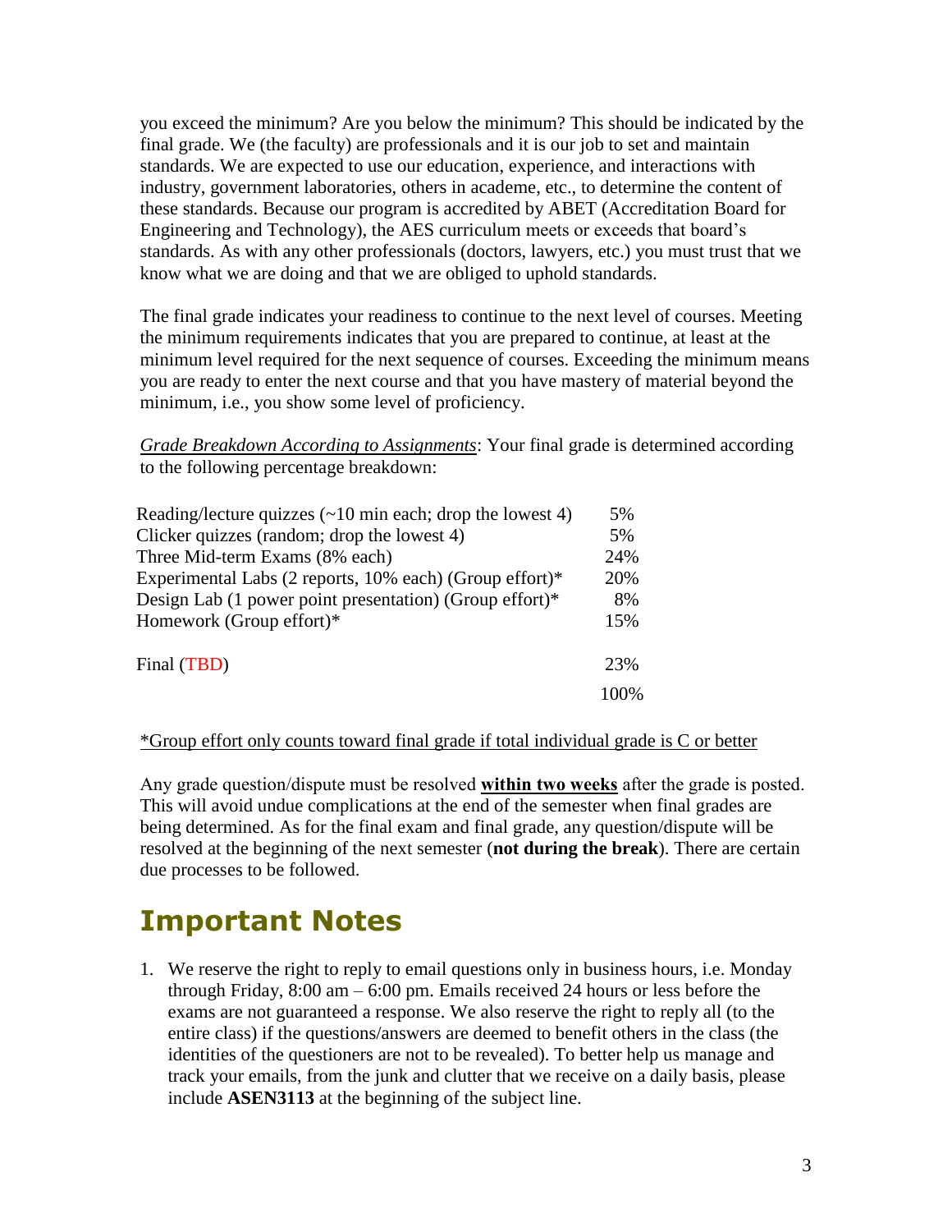you exceed the minimum? Are you below the minimum? This should be indicated by the final grade. We (the faculty) are professionals and it is our job to set and maintain standards. We are expected to use our education, experience, and interactions with industry, government laboratories, others in academe, etc., to determine the content of these standards. Because our program is accredited by ABET (Accreditation Board for Engineering and Technology), the AES curriculum meets or exceeds that board's standards. As with any other professionals (doctors, lawyers, etc.) you must trust that we know what we are doing and that we are obliged to uphold standards.

The final grade indicates your readiness to continue to the next level of courses. Meeting the minimum requirements indicates that you are prepared to continue, at least at the minimum level required for the next sequence of courses. Exceeding the minimum means you are ready to enter the next course and that you have mastery of material beyond the minimum, i.e., you show some level of proficiency.

*Grade Breakdown According to Assignments*: Your final grade is determined according to the following percentage breakdown:

| | |
|---|---|
| Reading/lecture quizzes (~10 min each; drop the lowest 4) | 5% |
| Clicker quizzes (random; drop the lowest 4) | 5% |
| Three Mid-term Exams (8% each) | 24% |
| Experimental Labs (2 reports, 10% each) (Group effort)* | 20% |
| Design Lab (1 power point presentation) (Group effort)* | 8% |
| Homework (Group effort)* | 15% |
| Final (TBD) | 23% |
| | 100% |

*Group effort only counts toward final grade if total individual grade is C or better

Any grade question/dispute must be resolved **within two weeks** after the grade is posted. This will avoid undue complications at the end of the semester when final grades are being determined. As for the final exam and final grade, any question/dispute will be resolved at the beginning of the next semester (**not during the break**). There are certain due processes to be followed.

# Important Notes

1. We reserve the right to reply to email questions only in business hours, i.e. Monday through Friday, 8:00 am – 6:00 pm. Emails received 24 hours or less before the exams are not guaranteed a response. We also reserve the right to reply all (to the entire class) if the questions/answers are deemed to benefit others in the class (the identities of the questioners are not to be revealed). To better help us manage and track your emails, from the junk and clutter that we receive on a daily basis, please include **ASEN3113** at the beginning of the subject line.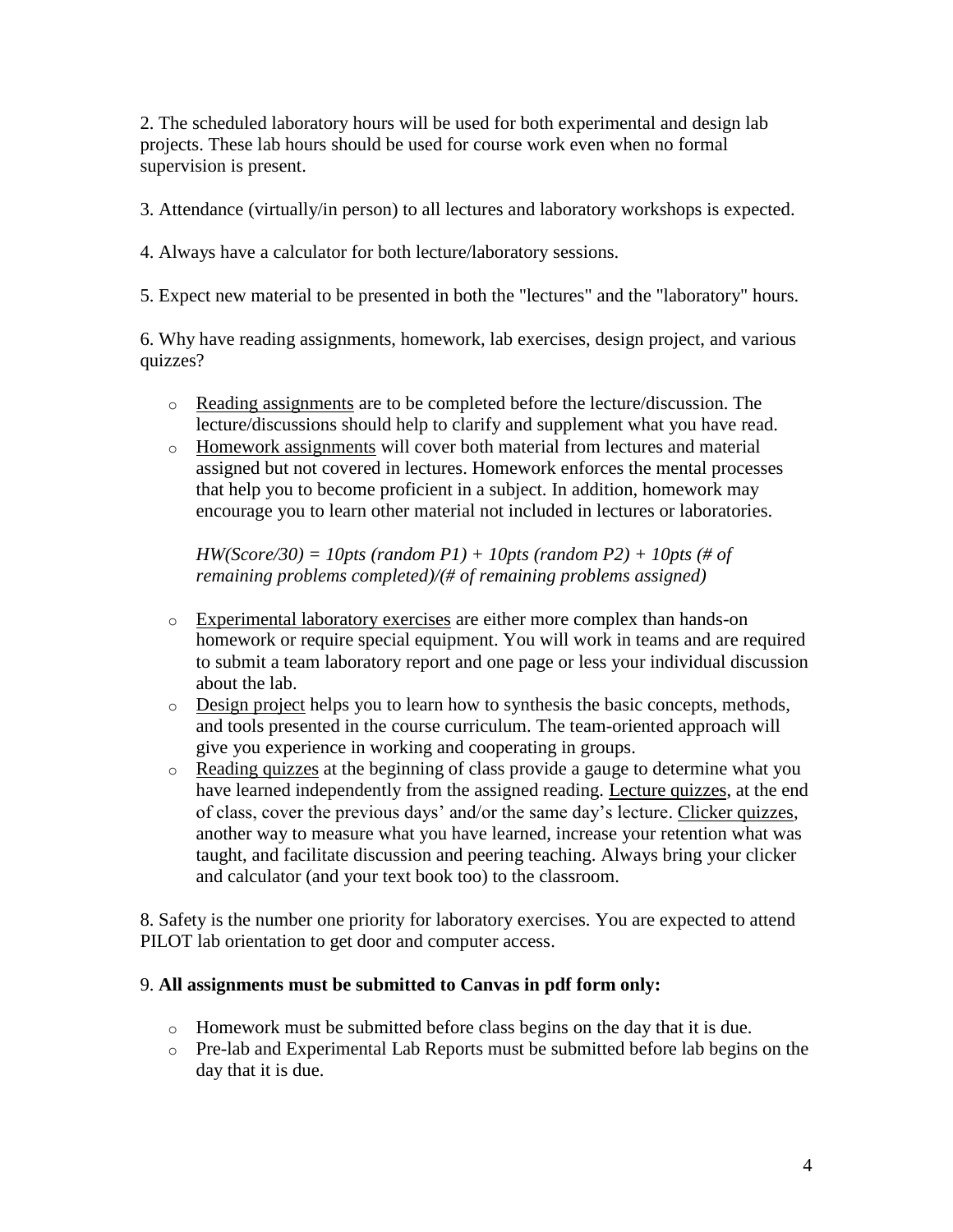2. The scheduled laboratory hours will be used for both experimental and design lab projects. These lab hours should be used for course work even when no formal supervision is present.

3. Attendance (virtually/in person) to all lectures and laboratory workshops is expected.

4. Always have a calculator for both lecture/laboratory sessions.

5. Expect new material to be presented in both the "lectures" and the "laboratory" hours.

6. Why have reading assignments, homework, lab exercises, design project, and various quizzes?

- Reading assignments are to be completed before the lecture/discussion. The lecture/discussions should help to clarify and supplement what you have read.
- Homework assignments will cover both material from lectures and material assigned but not covered in lectures. Homework enforces the mental processes that help you to become proficient in a subject. In addition, homework may encourage you to learn other material not included in lectures or laboratories.

  *HW(Score/30) = 10pts (random P1) + 10pts (random P2) + 10pts (# of remaining problems completed)/(# of remaining problems assigned)*

- Experimental laboratory exercises are either more complex than hands-on homework or require special equipment. You will work in teams and are required to submit a team laboratory report and one page or less your individual discussion about the lab.
- Design project helps you to learn how to synthesis the basic concepts, methods, and tools presented in the course curriculum. The team-oriented approach will give you experience in working and cooperating in groups.
- Reading quizzes at the beginning of class provide a gauge to determine what you have learned independently from the assigned reading. Lecture quizzes, at the end of class, cover the previous days' and/or the same day's lecture. Clicker quizzes, another way to measure what you have learned, increase your retention what was taught, and facilitate discussion and peering teaching. Always bring your clicker and calculator (and your text book too) to the classroom.

8. Safety is the number one priority for laboratory exercises. You are expected to attend PILOT lab orientation to get door and computer access.

9. **All assignments must be submitted to Canvas in pdf form only:**

- Homework must be submitted before class begins on the day that it is due.
- Pre-lab and Experimental Lab Reports must be submitted before lab begins on the day that it is due.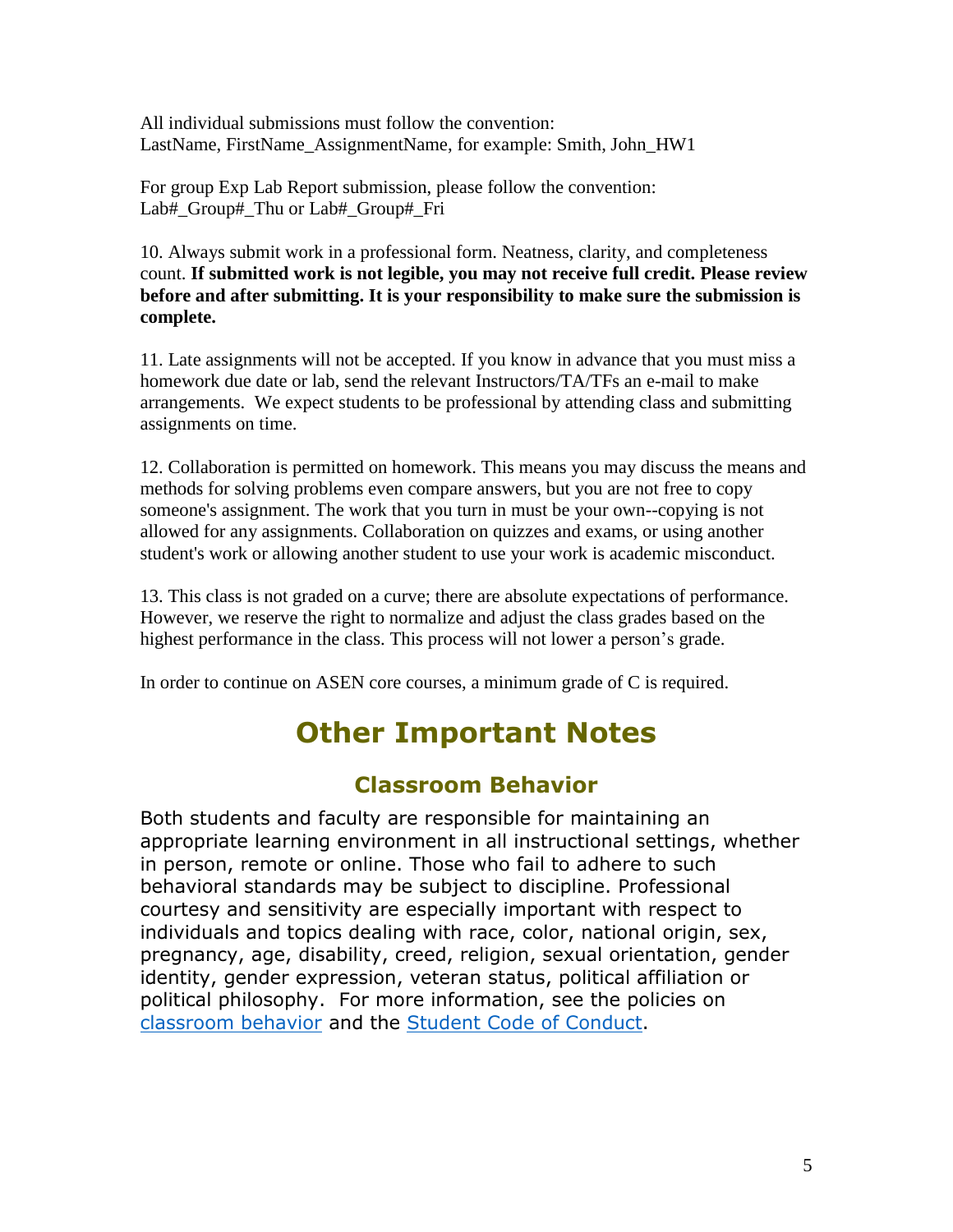All individual submissions must follow the convention:
LastName, FirstName_AssignmentName, for example: Smith, John_HW1

For group Exp Lab Report submission, please follow the convention:
Lab#_Group#_Thu or Lab#_Group#_Fri

10. Always submit work in a professional form. Neatness, clarity, and completeness count. **If submitted work is not legible, you may not receive full credit. Please review before and after submitting. It is your responsibility to make sure the submission is complete.**

11. Late assignments will not be accepted. If you know in advance that you must miss a homework due date or lab, send the relevant Instructors/TA/TFs an e-mail to make arrangements. We expect students to be professional by attending class and submitting assignments on time.

12. Collaboration is permitted on homework. This means you may discuss the means and methods for solving problems even compare answers, but you are not free to copy someone's assignment. The work that you turn in must be your own--copying is not allowed for any assignments. Collaboration on quizzes and exams, or using another student's work or allowing another student to use your work is academic misconduct.

13. This class is not graded on a curve; there are absolute expectations of performance. However, we reserve the right to normalize and adjust the class grades based on the highest performance in the class. This process will not lower a person's grade.

In order to continue on ASEN core courses, a minimum grade of C is required.

# Other Important Notes

## Classroom Behavior

Both students and faculty are responsible for maintaining an appropriate learning environment in all instructional settings, whether in person, remote or online. Those who fail to adhere to such behavioral standards may be subject to discipline. Professional courtesy and sensitivity are especially important with respect to individuals and topics dealing with race, color, national origin, sex, pregnancy, age, disability, creed, religion, sexual orientation, gender identity, gender expression, veteran status, political affiliation or political philosophy. For more information, see the policies on classroom behavior and the Student Code of Conduct.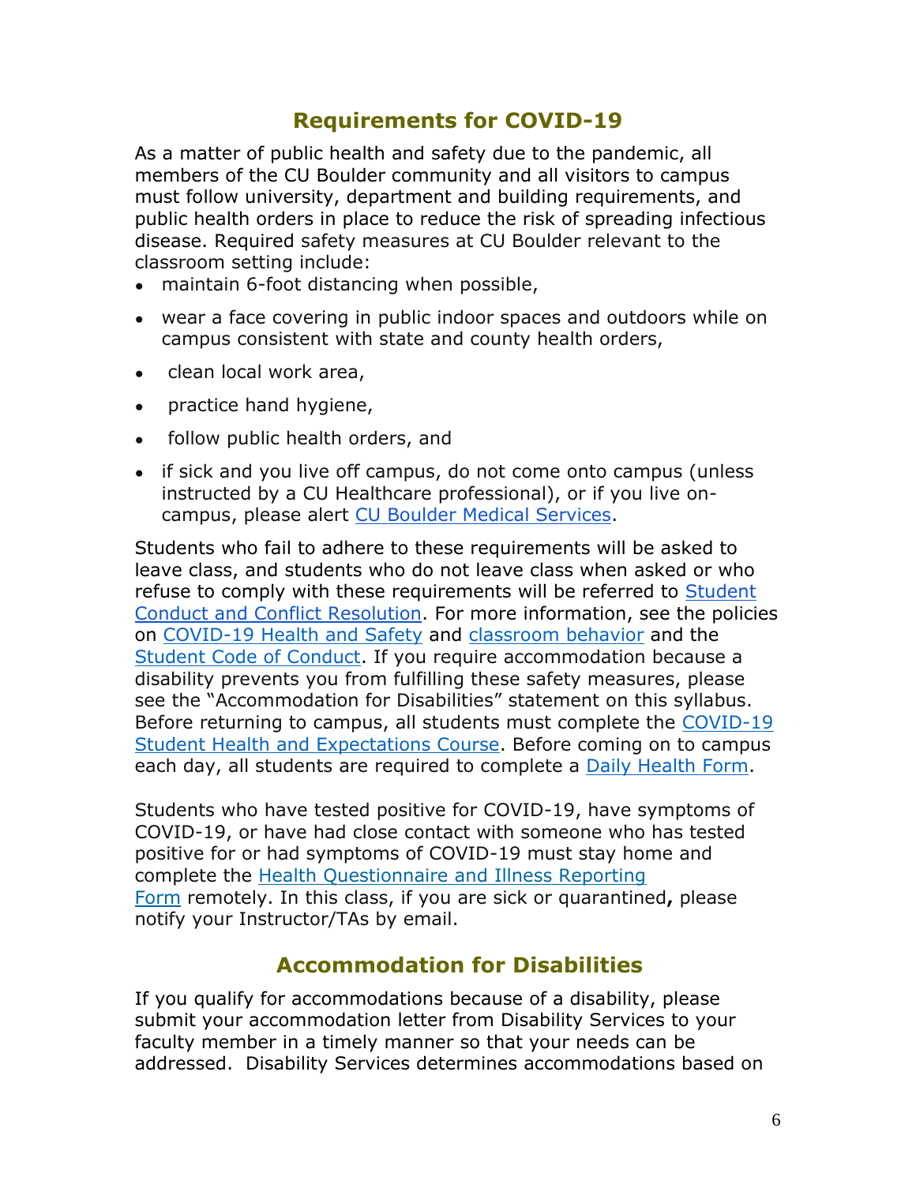## Requirements for COVID-19

As a matter of public health and safety due to the pandemic, all members of the CU Boulder community and all visitors to campus must follow university, department and building requirements, and public health orders in place to reduce the risk of spreading infectious disease. Required safety measures at CU Boulder relevant to the classroom setting include:

- maintain 6-foot distancing when possible,
- wear a face covering in public indoor spaces and outdoors while on campus consistent with state and county health orders,
- clean local work area,
- practice hand hygiene,
- follow public health orders, and
- if sick and you live off campus, do not come onto campus (unless instructed by a CU Healthcare professional), or if you live on-campus, please alert CU Boulder Medical Services.

Students who fail to adhere to these requirements will be asked to leave class, and students who do not leave class when asked or who refuse to comply with these requirements will be referred to Student Conduct and Conflict Resolution. For more information, see the policies on COVID-19 Health and Safety and classroom behavior and the Student Code of Conduct. If you require accommodation because a disability prevents you from fulfilling these safety measures, please see the "Accommodation for Disabilities" statement on this syllabus. Before returning to campus, all students must complete the COVID-19 Student Health and Expectations Course. Before coming on to campus each day, all students are required to complete a Daily Health Form.

Students who have tested positive for COVID-19, have symptoms of COVID-19, or have had close contact with someone who has tested positive for or had symptoms of COVID-19 must stay home and complete the Health Questionnaire and Illness Reporting Form remotely. In this class, if you are sick or quarantined**,** please notify your Instructor/TAs by email.

## Accommodation for Disabilities

If you qualify for accommodations because of a disability, please submit your accommodation letter from Disability Services to your faculty member in a timely manner so that your needs can be addressed. Disability Services determines accommodations based on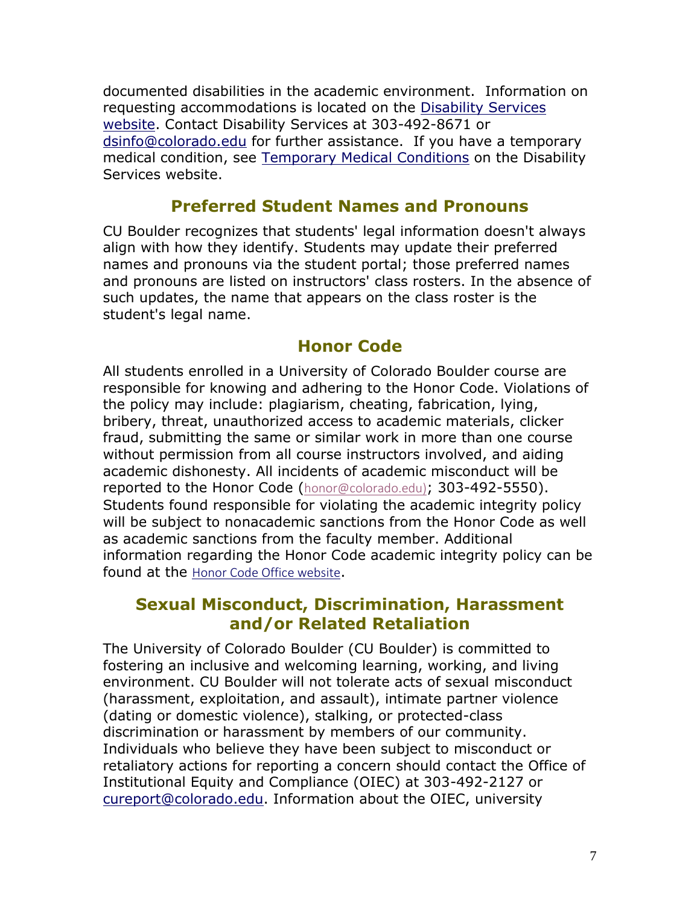documented disabilities in the academic environment. Information on requesting accommodations is located on the Disability Services website. Contact Disability Services at 303-492-8671 or dsinfo@colorado.edu for further assistance. If you have a temporary medical condition, see Temporary Medical Conditions on the Disability Services website.

## Preferred Student Names and Pronouns

CU Boulder recognizes that students' legal information doesn't always align with how they identify. Students may update their preferred names and pronouns via the student portal; those preferred names and pronouns are listed on instructors' class rosters. In the absence of such updates, the name that appears on the class roster is the student's legal name.

## Honor Code

All students enrolled in a University of Colorado Boulder course are responsible for knowing and adhering to the Honor Code. Violations of the policy may include: plagiarism, cheating, fabrication, lying, bribery, threat, unauthorized access to academic materials, clicker fraud, submitting the same or similar work in more than one course without permission from all course instructors involved, and aiding academic dishonesty. All incidents of academic misconduct will be reported to the Honor Code (honor@colorado.edu); 303-492-5550). Students found responsible for violating the academic integrity policy will be subject to nonacademic sanctions from the Honor Code as well as academic sanctions from the faculty member. Additional information regarding the Honor Code academic integrity policy can be found at the Honor Code Office website.

## Sexual Misconduct, Discrimination, Harassment and/or Related Retaliation

The University of Colorado Boulder (CU Boulder) is committed to fostering an inclusive and welcoming learning, working, and living environment. CU Boulder will not tolerate acts of sexual misconduct (harassment, exploitation, and assault), intimate partner violence (dating or domestic violence), stalking, or protected-class discrimination or harassment by members of our community. Individuals who believe they have been subject to misconduct or retaliatory actions for reporting a concern should contact the Office of Institutional Equity and Compliance (OIEC) at 303-492-2127 or cureport@colorado.edu. Information about the OIEC, university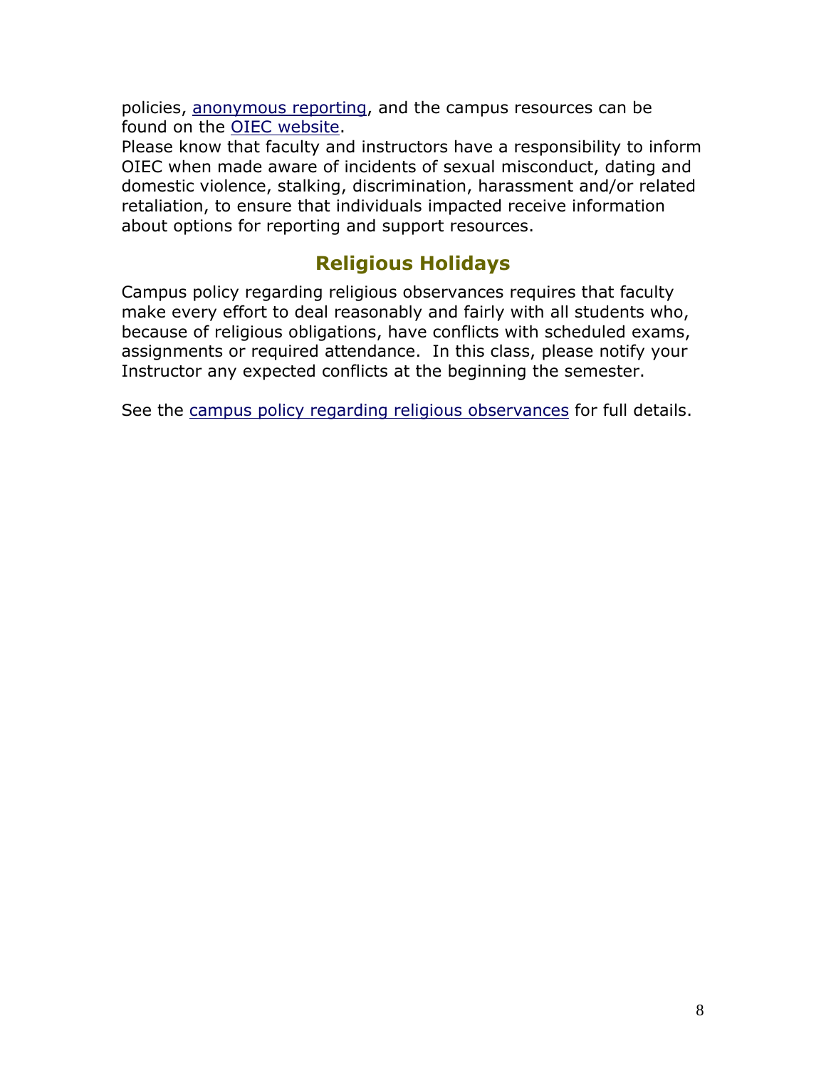policies, anonymous reporting, and the campus resources can be found on the OIEC website.

Please know that faculty and instructors have a responsibility to inform OIEC when made aware of incidents of sexual misconduct, dating and domestic violence, stalking, discrimination, harassment and/or related retaliation, to ensure that individuals impacted receive information about options for reporting and support resources.

## Religious Holidays

Campus policy regarding religious observances requires that faculty make every effort to deal reasonably and fairly with all students who, because of religious obligations, have conflicts with scheduled exams, assignments or required attendance.  In this class, please notify your Instructor any expected conflicts at the beginning the semester.

See the campus policy regarding religious observances for full details.